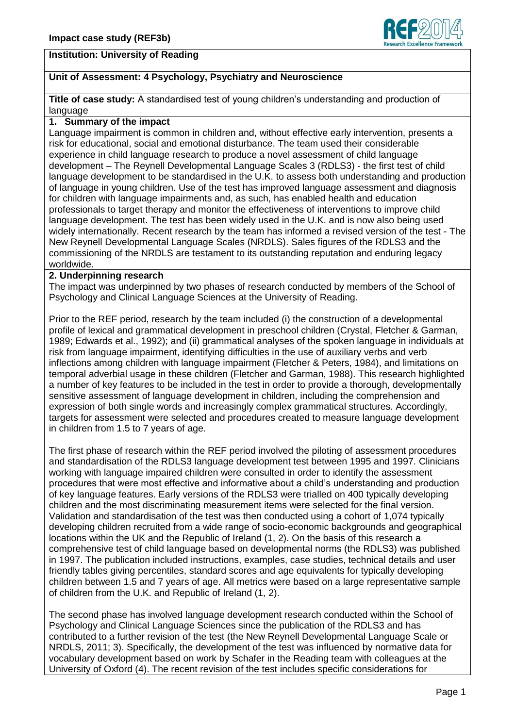**Institution: University of Reading**

**Unit of Assessment: 4 Psychology, Psychiatry and Neuroscience**

**Title of case study:** A standardised test of young children's understanding and production of language

## 1. Summary of the impact

Language impairment is common in children and, without effective early intervention, presents a risk for educational, social and emotional disturbance. The team used their considerable experience in child language research to produce a novel assessment of child language development – The Reynell Developmental Language Scales 3 (RDLS3) - the first test of child language development to be standardised in the U.K. to assess both understanding and production of language in young children. Use of the test has improved language assessment and diagnosis for children with language impairments and, as such, has enabled health and education professionals to target therapy and monitor the effectiveness of interventions to improve child language development. The test has been widely used in the U.K. and is now also being used widely internationally. Recent research by the team has informed a revised version of the test - The New Reynell Developmental Language Scales (NRDLS). Sales figures of the RDLS3 and the commissioning of the NRDLS are testament to its outstanding reputation and enduring legacy worldwide.

## 2. Underpinning research

The impact was underpinned by two phases of research conducted by members of the School of Psychology and Clinical Language Sciences at the University of Reading.

Prior to the REF period, research by the team included (i) the construction of a developmental profile of lexical and grammatical development in preschool children (Crystal, Fletcher & Garman, 1989; Edwards et al., 1992); and (ii) grammatical analyses of the spoken language in individuals at risk from language impairment, identifying difficulties in the use of auxiliary verbs and verb inflections among children with language impairment (Fletcher & Peters, 1984), and limitations on temporal adverbial usage in these children (Fletcher and Garman, 1988). This research highlighted a number of key features to be included in the test in order to provide a thorough, developmentally sensitive assessment of language development in children, including the comprehension and expression of both single words and increasingly complex grammatical structures. Accordingly, targets for assessment were selected and procedures created to measure language development in children from 1.5 to 7 years of age.

The first phase of research within the REF period involved the piloting of assessment procedures and standardisation of the RDLS3 language development test between 1995 and 1997. Clinicians working with language impaired children were consulted in order to identify the assessment procedures that were most effective and informative about a child's understanding and production of key language features. Early versions of the RDLS3 were trialled on 400 typically developing children and the most discriminating measurement items were selected for the final version. Validation and standardisation of the test was then conducted using a cohort of 1,074 typically developing children recruited from a wide range of socio-economic backgrounds and geographical locations within the UK and the Republic of Ireland (1, 2). On the basis of this research a comprehensive test of child language based on developmental norms (the RDLS3) was published in 1997. The publication included instructions, examples, case studies, technical details and user friendly tables giving percentiles, standard scores and age equivalents for typically developing children between 1.5 and 7 years of age. All metrics were based on a large representative sample of children from the U.K. and Republic of Ireland (1, 2).

The second phase has involved language development research conducted within the School of Psychology and Clinical Language Sciences since the publication of the RDLS3 and has contributed to a further revision of the test (the New Reynell Developmental Language Scale or NRDLS, 2011; 3). Specifically, the development of the test was influenced by normative data for vocabulary development based on work by Schafer in the Reading team with colleagues at the University of Oxford (4). The recent revision of the test includes specific considerations for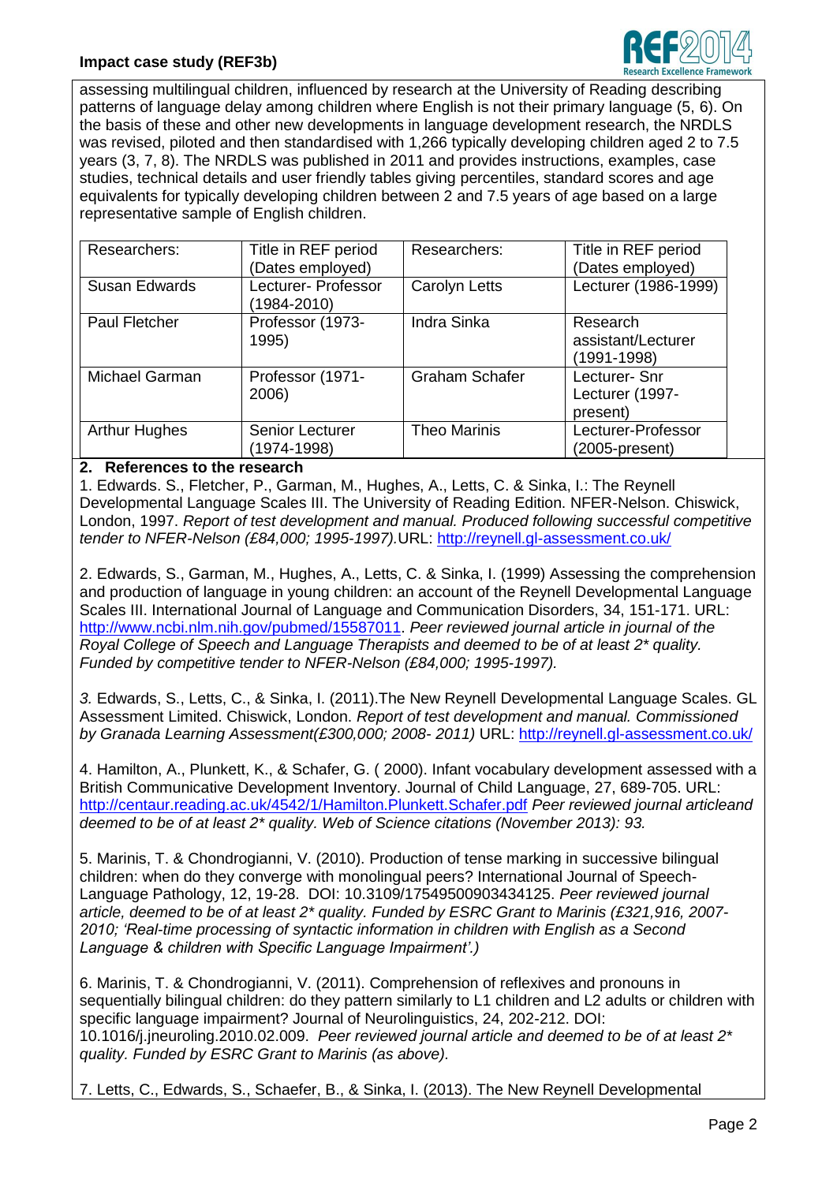assessing multilingual children, influenced by research at the University of Reading describing patterns of language delay among children where English is not their primary language (5, 6). On the basis of these and other new developments in language development research, the NRDLS was revised, piloted and then standardised with 1,266 typically developing children aged 2 to 7.5 years (3, 7, 8). The NRDLS was published in 2011 and provides instructions, examples, case studies, technical details and user friendly tables giving percentiles, standard scores and age equivalents for typically developing children between 2 and 7.5 years of age based on a large representative sample of English children.

| Researchers: | Title in REF period (Dates employed) | Researchers: | Title in REF period (Dates employed) |
|---|---|---|---|
| Susan Edwards | Lecturer- Professor (1984-2010) | Carolyn Letts | Lecturer (1986-1999) |
| Paul Fletcher | Professor (1973-1995) | Indra Sinka | Research assistant/Lecturer (1991-1998) |
| Michael Garman | Professor (1971-2006) | Graham Schafer | Lecturer- Snr Lecturer (1997-present) |
| Arthur Hughes | Senior Lecturer (1974-1998) | Theo Marinis | Lecturer-Professor (2005-present) |

## 2. References to the research

1. Edwards. S., Fletcher, P., Garman, M., Hughes, A., Letts, C. & Sinka, I.: The Reynell Developmental Language Scales III. The University of Reading Edition. NFER-Nelson. Chiswick, London, 1997. *Report of test development and manual. Produced following successful competitive tender to NFER-Nelson (£84,000; 1995-1997).* URL: http://reynell.gl-assessment.co.uk/

2. Edwards, S., Garman, M., Hughes, A., Letts, C. & Sinka, I. (1999) Assessing the comprehension and production of language in young children: an account of the Reynell Developmental Language Scales III. International Journal of Language and Communication Disorders, 34, 151-171. URL: http://www.ncbi.nlm.nih.gov/pubmed/15587011. *Peer reviewed journal article in journal of the Royal College of Speech and Language Therapists and deemed to be of at least 2\* quality. Funded by competitive tender to NFER-Nelson (£84,000; 1995-1997).*

3. Edwards, S., Letts, C., & Sinka, I. (2011).The New Reynell Developmental Language Scales. GL Assessment Limited. Chiswick, London. *Report of test development and manual. Commissioned by Granada Learning Assessment(£300,000; 2008- 2011)* URL: http://reynell.gl-assessment.co.uk/

4. Hamilton, A., Plunkett, K., & Schafer, G. ( 2000). Infant vocabulary development assessed with a British Communicative Development Inventory. Journal of Child Language, 27, 689-705. URL: http://centaur.reading.ac.uk/4542/1/Hamilton.Plunkett.Schafer.pdf *Peer reviewed journal articleand deemed to be of at least 2\* quality. Web of Science citations (November 2013): 93.*

5. Marinis, T. & Chondrogianni, V. (2010). Production of tense marking in successive bilingual children: when do they converge with monolingual peers? International Journal of Speech-Language Pathology, 12, 19-28. DOI: 10.3109/17549500903434125. *Peer reviewed journal article, deemed to be of at least 2\* quality. Funded by ESRC Grant to Marinis (£321,916, 2007-2010; 'Real-time processing of syntactic information in children with English as a Second Language & children with Specific Language Impairment'.)*

6. Marinis, T. & Chondrogianni, V. (2011). Comprehension of reflexives and pronouns in sequentially bilingual children: do they pattern similarly to L1 children and L2 adults or children with specific language impairment? Journal of Neurolinguistics, 24, 202-212. DOI: 10.1016/j.jneuroling.2010.02.009. *Peer reviewed journal article and deemed to be of at least 2\* quality. Funded by ESRC Grant to Marinis (as above).*

7. Letts, C., Edwards, S., Schaefer, B., & Sinka, I. (2013). The New Reynell Developmental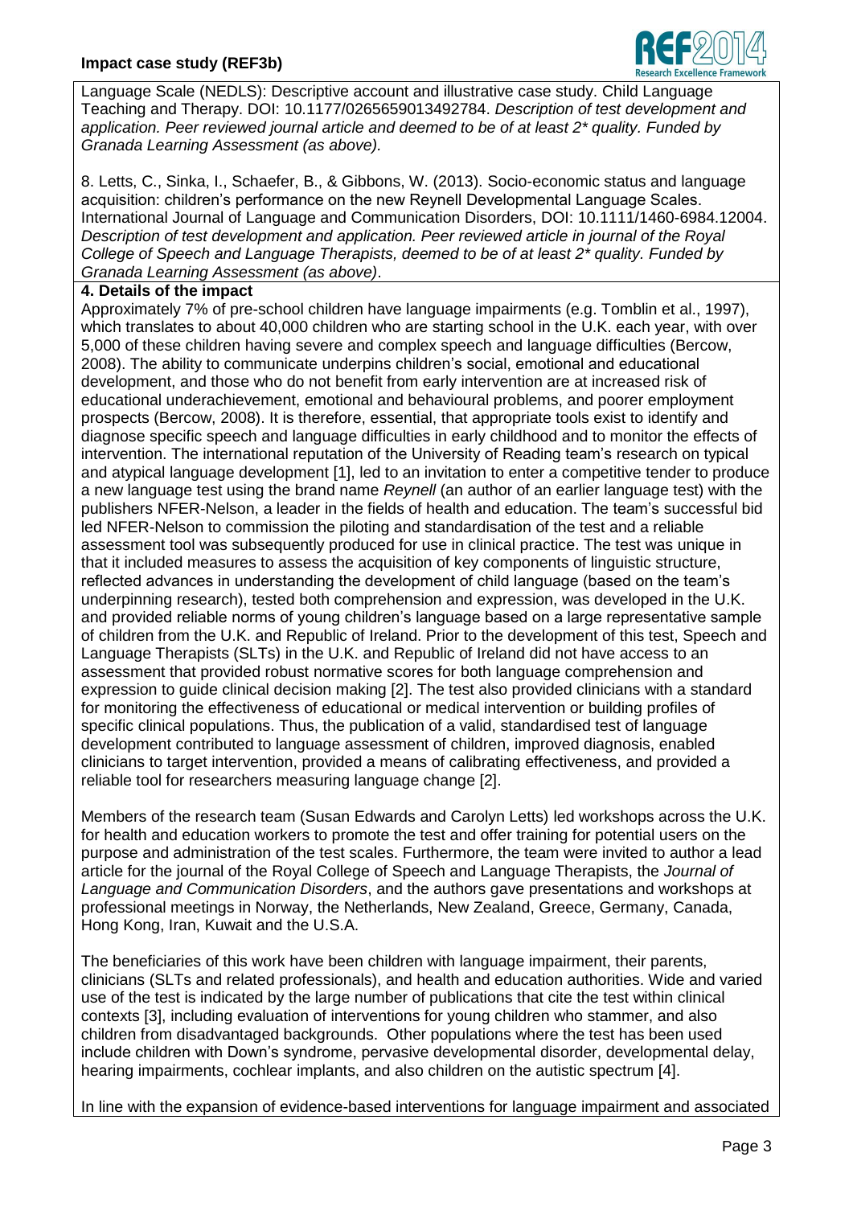Language Scale (NEDLS): Descriptive account and illustrative case study. Child Language Teaching and Therapy. DOI: 10.1177/0265659013492784. *Description of test development and application. Peer reviewed journal article and deemed to be of at least 2* quality. Funded by Granada Learning Assessment (as above).*

8. Letts, C., Sinka, I., Schaefer, B., & Gibbons, W. (2013). Socio-economic status and language acquisition: children's performance on the new Reynell Developmental Language Scales. International Journal of Language and Communication Disorders, DOI: 10.1111/1460-6984.12004. *Description of test development and application. Peer reviewed article in journal of the Royal College of Speech and Language Therapists, deemed to be of at least 2* quality. Funded by Granada Learning Assessment (as above)*.

**4. Details of the impact**

Approximately 7% of pre-school children have language impairments (e.g. Tomblin et al., 1997), which translates to about 40,000 children who are starting school in the U.K. each year, with over 5,000 of these children having severe and complex speech and language difficulties (Bercow, 2008). The ability to communicate underpins children's social, emotional and educational development, and those who do not benefit from early intervention are at increased risk of educational underachievement, emotional and behavioural problems, and poorer employment prospects (Bercow, 2008). It is therefore, essential, that appropriate tools exist to identify and diagnose specific speech and language difficulties in early childhood and to monitor the effects of intervention. The international reputation of the University of Reading team's research on typical and atypical language development [1], led to an invitation to enter a competitive tender to produce a new language test using the brand name *Reynell* (an author of an earlier language test) with the publishers NFER-Nelson, a leader in the fields of health and education. The team's successful bid led NFER-Nelson to commission the piloting and standardisation of the test and a reliable assessment tool was subsequently produced for use in clinical practice. The test was unique in that it included measures to assess the acquisition of key components of linguistic structure, reflected advances in understanding the development of child language (based on the team's underpinning research), tested both comprehension and expression, was developed in the U.K. and provided reliable norms of young children's language based on a large representative sample of children from the U.K. and Republic of Ireland. Prior to the development of this test, Speech and Language Therapists (SLTs) in the U.K. and Republic of Ireland did not have access to an assessment that provided robust normative scores for both language comprehension and expression to guide clinical decision making [2]. The test also provided clinicians with a standard for monitoring the effectiveness of educational or medical intervention or building profiles of specific clinical populations. Thus, the publication of a valid, standardised test of language development contributed to language assessment of children, improved diagnosis, enabled clinicians to target intervention, provided a means of calibrating effectiveness, and provided a reliable tool for researchers measuring language change [2].

Members of the research team (Susan Edwards and Carolyn Letts) led workshops across the U.K. for health and education workers to promote the test and offer training for potential users on the purpose and administration of the test scales. Furthermore, the team were invited to author a lead article for the journal of the Royal College of Speech and Language Therapists, the *Journal of Language and Communication Disorders*, and the authors gave presentations and workshops at professional meetings in Norway, the Netherlands, New Zealand, Greece, Germany, Canada, Hong Kong, Iran, Kuwait and the U.S.A.

The beneficiaries of this work have been children with language impairment, their parents, clinicians (SLTs and related professionals), and health and education authorities. Wide and varied use of the test is indicated by the large number of publications that cite the test within clinical contexts [3], including evaluation of interventions for young children who stammer, and also children from disadvantaged backgrounds. Other populations where the test has been used include children with Down's syndrome, pervasive developmental disorder, developmental delay, hearing impairments, cochlear implants, and also children on the autistic spectrum [4].

In line with the expansion of evidence-based interventions for language impairment and associated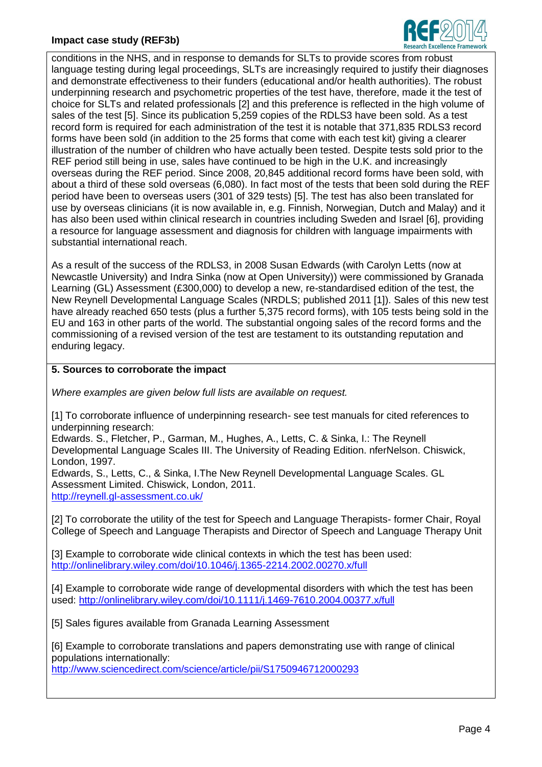conditions in the NHS, and in response to demands for SLTs to provide scores from robust language testing during legal proceedings, SLTs are increasingly required to justify their diagnoses and demonstrate effectiveness to their funders (educational and/or health authorities). The robust underpinning research and psychometric properties of the test have, therefore, made it the test of choice for SLTs and related professionals [2] and this preference is reflected in the high volume of sales of the test [5]. Since its publication 5,259 copies of the RDLS3 have been sold. As a test record form is required for each administration of the test it is notable that 371,835 RDLS3 record forms have been sold (in addition to the 25 forms that come with each test kit) giving a clearer illustration of the number of children who have actually been tested. Despite tests sold prior to the REF period still being in use, sales have continued to be high in the U.K. and increasingly overseas during the REF period. Since 2008, 20,845 additional record forms have been sold, with about a third of these sold overseas (6,080). In fact most of the tests that been sold during the REF period have been to overseas users (301 of 329 tests) [5]. The test has also been translated for use by overseas clinicians (it is now available in, e.g. Finnish, Norwegian, Dutch and Malay) and it has also been used within clinical research in countries including Sweden and Israel [6], providing a resource for language assessment and diagnosis for children with language impairments with substantial international reach.

As a result of the success of the RDLS3, in 2008 Susan Edwards (with Carolyn Letts (now at Newcastle University) and Indra Sinka (now at Open University)) were commissioned by Granada Learning (GL) Assessment (£300,000) to develop a new, re-standardised edition of the test, the New Reynell Developmental Language Scales (NRDLS; published 2011 [1]). Sales of this new test have already reached 650 tests (plus a further 5,375 record forms), with 105 tests being sold in the EU and 163 in other parts of the world. The substantial ongoing sales of the record forms and the commissioning of a revised version of the test are testament to its outstanding reputation and enduring legacy.

## 5. Sources to corroborate the impact

*Where examples are given below full lists are available on request.*

[1] To corroborate influence of underpinning research- see test manuals for cited references to underpinning research:
Edwards. S., Fletcher, P., Garman, M., Hughes, A., Letts, C. & Sinka, I.: The Reynell Developmental Language Scales III. The University of Reading Edition. nferNelson. Chiswick, London, 1997.
Edwards, S., Letts, C., & Sinka, I.The New Reynell Developmental Language Scales. GL Assessment Limited. Chiswick, London, 2011.
http://reynell.gl-assessment.co.uk/

[2] To corroborate the utility of the test for Speech and Language Therapists- former Chair, Royal College of Speech and Language Therapists and Director of Speech and Language Therapy Unit

[3] Example to corroborate wide clinical contexts in which the test has been used:
http://onlinelibrary.wiley.com/doi/10.1046/j.1365-2214.2002.00270.x/full

[4] Example to corroborate wide range of developmental disorders with which the test has been used: http://onlinelibrary.wiley.com/doi/10.1111/j.1469-7610.2004.00377.x/full

[5] Sales figures available from Granada Learning Assessment

[6] Example to corroborate translations and papers demonstrating use with range of clinical populations internationally:
http://www.sciencedirect.com/science/article/pii/S1750946712000293